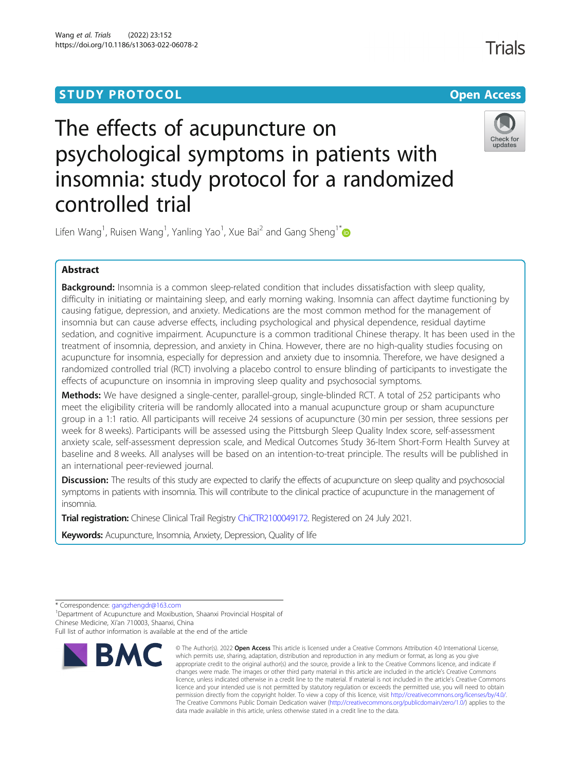STUDY PROTOCOL

Open Access

# The effects of acupuncture on psychological symptoms in patients with insomnia: study protocol for a randomized controlled trial

Lifen Wang[1], Ruisen Wang[1], Yanling Yao[1], Xue Bai[2] and Gang Sheng[1*]

## Abstract

**Background:** Insomnia is a common sleep-related condition that includes dissatisfaction with sleep quality, difficulty in initiating or maintaining sleep, and early morning waking. Insomnia can affect daytime functioning by causing fatigue, depression, and anxiety. Medications are the most common method for the management of insomnia but can cause adverse effects, including psychological and physical dependence, residual daytime sedation, and cognitive impairment. Acupuncture is a common traditional Chinese therapy. It has been used in the treatment of insomnia, depression, and anxiety in China. However, there are no high-quality studies focusing on acupuncture for insomnia, especially for depression and anxiety due to insomnia. Therefore, we have designed a randomized controlled trial (RCT) involving a placebo control to ensure blinding of participants to investigate the effects of acupuncture on insomnia in improving sleep quality and psychosocial symptoms.

**Methods:** We have designed a single-center, parallel-group, single-blinded RCT. A total of 252 participants who meet the eligibility criteria will be randomly allocated into a manual acupuncture group or sham acupuncture group in a 1:1 ratio. All participants will receive 24 sessions of acupuncture (30 min per session, three sessions per week for 8 weeks). Participants will be assessed using the Pittsburgh Sleep Quality Index score, self-assessment anxiety scale, self-assessment depression scale, and Medical Outcomes Study 36-Item Short-Form Health Survey at baseline and 8 weeks. All analyses will be based on an intention-to-treat principle. The results will be published in an international peer-reviewed journal.

**Discussion:** The results of this study are expected to clarify the effects of acupuncture on sleep quality and psychosocial symptoms in patients with insomnia. This will contribute to the clinical practice of acupuncture in the management of insomnia.

**Trial registration:** Chinese Clinical Trail Registry ChiCTR2100049172. Registered on 24 July 2021.

**Keywords:** Acupuncture, Insomnia, Anxiety, Depression, Quality of life

---

* Correspondence: gangzhengdr@163.com
[1]Department of Acupuncture and Moxibustion, Shaanxi Provincial Hospital of Chinese Medicine, Xi'an 710003, Shaanxi, China
Full list of author information is available at the end of the article

© The Author(s). 2022 **Open Access** This article is licensed under a Creative Commons Attribution 4.0 International License, which permits use, sharing, adaptation, distribution and reproduction in any medium or format, as long as you give appropriate credit to the original author(s) and the source, provide a link to the Creative Commons licence, and indicate if changes were made. The images or other third party material in this article are included in the article's Creative Commons licence, unless indicated otherwise in a credit line to the material. If material is not included in the article's Creative Commons licence and your intended use is not permitted by statutory regulation or exceeds the permitted use, you will need to obtain permission directly from the copyright holder. To view a copy of this licence, visit http://creativecommons.org/licenses/by/4.0/. The Creative Commons Public Domain Dedication waiver (http://creativecommons.org/publicdomain/zero/1.0/) applies to the data made available in this article, unless otherwise stated in a credit line to the data.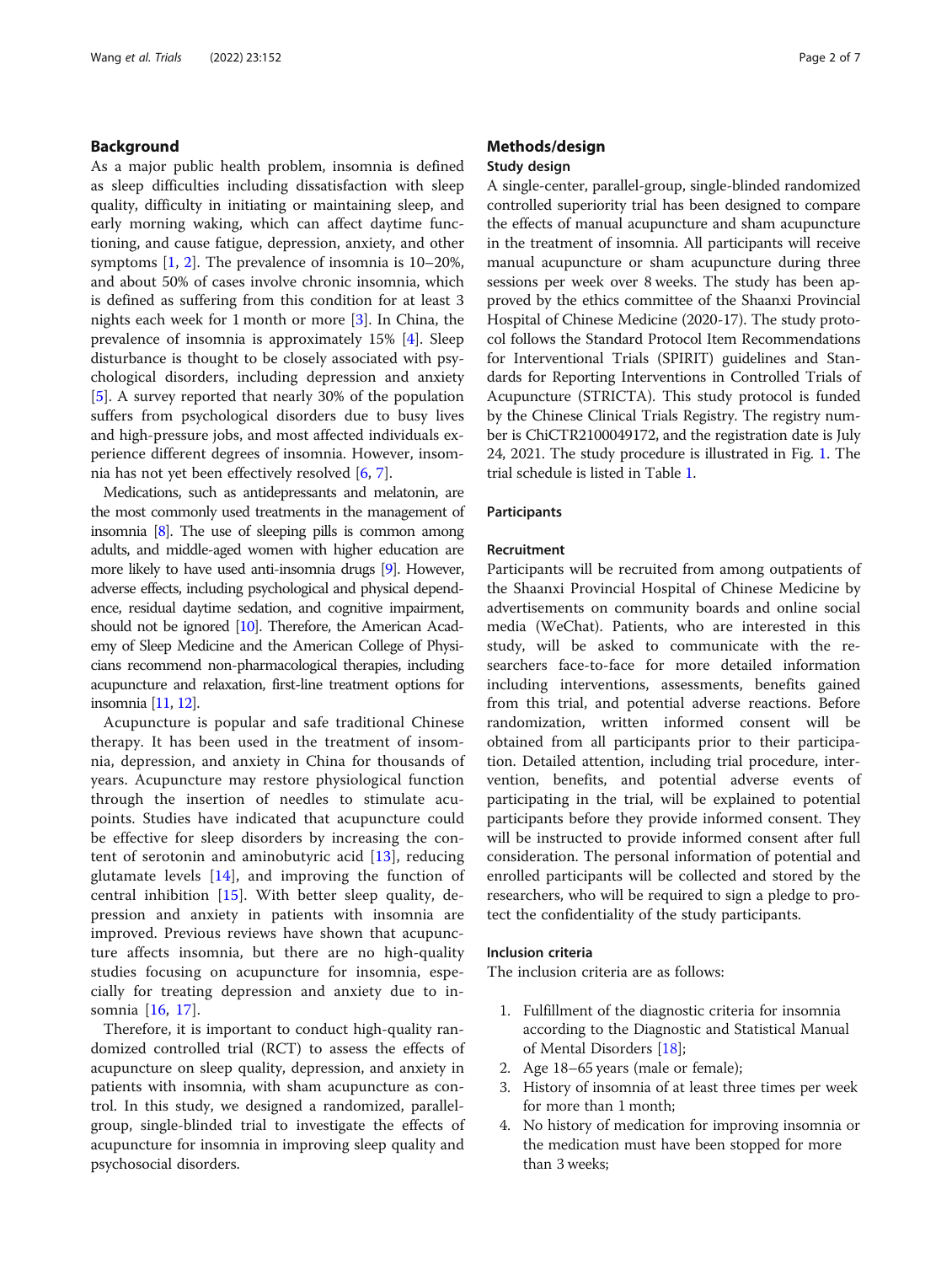## Background

As a major public health problem, insomnia is defined as sleep difficulties including dissatisfaction with sleep quality, difficulty in initiating or maintaining sleep, and early morning waking, which can affect daytime functioning, and cause fatigue, depression, anxiety, and other symptoms [1, 2]. The prevalence of insomnia is 10–20%, and about 50% of cases involve chronic insomnia, which is defined as suffering from this condition for at least 3 nights each week for 1 month or more [3]. In China, the prevalence of insomnia is approximately 15% [4]. Sleep disturbance is thought to be closely associated with psychological disorders, including depression and anxiety [5]. A survey reported that nearly 30% of the population suffers from psychological disorders due to busy lives and high-pressure jobs, and most affected individuals experience different degrees of insomnia. However, insomnia has not yet been effectively resolved [6, 7].

Medications, such as antidepressants and melatonin, are the most commonly used treatments in the management of insomnia [8]. The use of sleeping pills is common among adults, and middle-aged women with higher education are more likely to have used anti-insomnia drugs [9]. However, adverse effects, including psychological and physical dependence, residual daytime sedation, and cognitive impairment, should not be ignored [10]. Therefore, the American Academy of Sleep Medicine and the American College of Physicians recommend non-pharmacological therapies, including acupuncture and relaxation, first-line treatment options for insomnia [11, 12].

Acupuncture is popular and safe traditional Chinese therapy. It has been used in the treatment of insomnia, depression, and anxiety in China for thousands of years. Acupuncture may restore physiological function through the insertion of needles to stimulate acupoints. Studies have indicated that acupuncture could be effective for sleep disorders by increasing the content of serotonin and aminobutyric acid [13], reducing glutamate levels [14], and improving the function of central inhibition [15]. With better sleep quality, depression and anxiety in patients with insomnia are improved. Previous reviews have shown that acupuncture affects insomnia, but there are no high-quality studies focusing on acupuncture for insomnia, especially for treating depression and anxiety due to insomnia [16, 17].

Therefore, it is important to conduct high-quality randomized controlled trial (RCT) to assess the effects of acupuncture on sleep quality, depression, and anxiety in patients with insomnia, with sham acupuncture as control. In this study, we designed a randomized, parallel-group, single-blinded trial to investigate the effects of acupuncture for insomnia in improving sleep quality and psychosocial disorders.

## Methods/design

### Study design

A single-center, parallel-group, single-blinded randomized controlled superiority trial has been designed to compare the effects of manual acupuncture and sham acupuncture in the treatment of insomnia. All participants will receive manual acupuncture or sham acupuncture during three sessions per week over 8 weeks. The study has been approved by the ethics committee of the Shaanxi Provincial Hospital of Chinese Medicine (2020-17). The study protocol follows the Standard Protocol Item Recommendations for Interventional Trials (SPIRIT) guidelines and Standards for Reporting Interventions in Controlled Trials of Acupuncture (STRICTA). This study protocol is funded by the Chinese Clinical Trials Registry. The registry number is ChiCTR2100049172, and the registration date is July 24, 2021. The study procedure is illustrated in Fig. 1. The trial schedule is listed in Table 1.

### Participants

#### Recruitment

Participants will be recruited from among outpatients of the Shaanxi Provincial Hospital of Chinese Medicine by advertisements on community boards and online social media (WeChat). Patients, who are interested in this study, will be asked to communicate with the researchers face-to-face for more detailed information including interventions, assessments, benefits gained from this trial, and potential adverse reactions. Before randomization, written informed consent will be obtained from all participants prior to their participation. Detailed attention, including trial procedure, intervention, benefits, and potential adverse events of participating in the trial, will be explained to potential participants before they provide informed consent. They will be instructed to provide informed consent after full consideration. The personal information of potential and enrolled participants will be collected and stored by the researchers, who will be required to sign a pledge to protect the confidentiality of the study participants.

#### Inclusion criteria

The inclusion criteria are as follows:

1. Fulfillment of the diagnostic criteria for insomnia according to the Diagnostic and Statistical Manual of Mental Disorders [18];
2. Age 18–65 years (male or female);
3. History of insomnia of at least three times per week for more than 1 month;
4. No history of medication for improving insomnia or the medication must have been stopped for more than 3 weeks;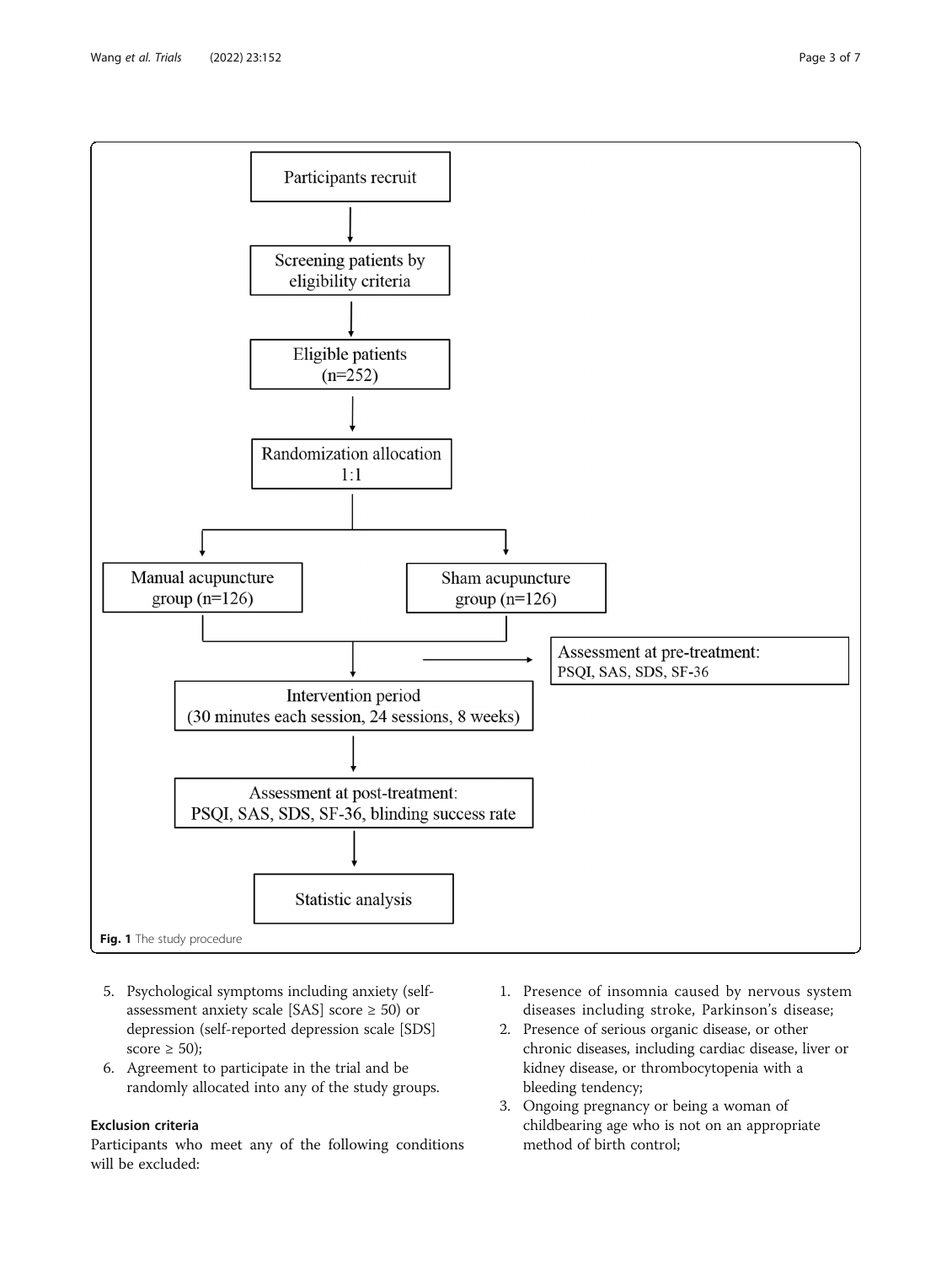Participants recruit

Screening patients by eligibility criteria

Eligible patients (n=252)

Randomization allocation 1:1

Manual acupuncture group (n=126)

Sham acupuncture group (n=126)

Assessment at pre-treatment: PSQI, SAS, SDS, SF-36

Intervention period (30 minutes each session, 24 sessions, 8 weeks)

Assessment at post-treatment: PSQI, SAS, SDS, SF-36, blinding success rate

Statistic analysis

**Fig. 1** The study procedure

5. Psychological symptoms including anxiety (self-assessment anxiety scale [SAS] score ≥ 50) or depression (self-reported depression scale [SDS] score ≥ 50);
6. Agreement to participate in the trial and be randomly allocated into any of the study groups.

### Exclusion criteria

Participants who meet any of the following conditions will be excluded:

1. Presence of insomnia caused by nervous system diseases including stroke, Parkinson's disease;
2. Presence of serious organic disease, or other chronic diseases, including cardiac disease, liver or kidney disease, or thrombocytopenia with a bleeding tendency;
3. Ongoing pregnancy or being a woman of childbearing age who is not on an appropriate method of birth control;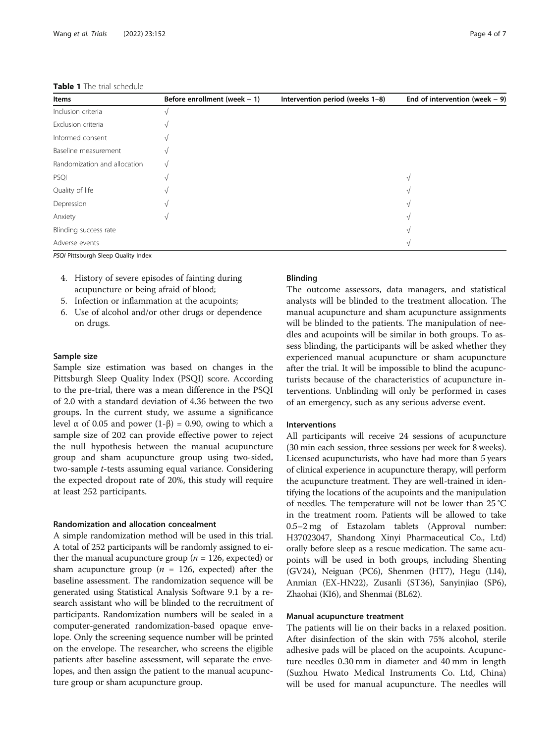**Table 1** The trial schedule

| Items | Before enrollment (week − 1) | Intervention period (weeks 1–8) | End of intervention (week − 9) |
|---|---|---|---|
| Inclusion criteria | √ | | |
| Exclusion criteria | √ | | |
| Informed consent | √ | | |
| Baseline measurement | √ | | |
| Randomization and allocation | √ | | |
| PSQI | √ | | √ |
| Quality of life | √ | | √ |
| Depression | √ | | √ |
| Anxiety | √ | | √ |
| Blinding success rate | | | √ |
| Adverse events | | | √ |

*PSQI* Pittsburgh Sleep Quality Index

4. History of severe episodes of fainting during acupuncture or being afraid of blood;
5. Infection or inflammation at the acupoints;
6. Use of alcohol and/or other drugs or dependence on drugs.

#### Sample size

Sample size estimation was based on changes in the Pittsburgh Sleep Quality Index (PSQI) score. According to the pre-trial, there was a mean difference in the PSQI of 2.0 with a standard deviation of 4.36 between the two groups. In the current study, we assume a significance level α of 0.05 and power (1-β) = 0.90, owing to which a sample size of 202 can provide effective power to reject the null hypothesis between the manual acupuncture group and sham acupuncture group using two-sided, two-sample *t*-tests assuming equal variance. Considering the expected dropout rate of 20%, this study will require at least 252 participants.

#### Randomization and allocation concealment

A simple randomization method will be used in this trial. A total of 252 participants will be randomly assigned to either the manual acupuncture group ($n$ = 126, expected) or sham acupuncture group ($n$ = 126, expected) after the baseline assessment. The randomization sequence will be generated using Statistical Analysis Software 9.1 by a research assistant who will be blinded to the recruitment of participants. Randomization numbers will be sealed in a computer-generated randomization-based opaque envelope. Only the screening sequence number will be printed on the envelope. The researcher, who screens the eligible patients after baseline assessment, will separate the envelopes, and then assign the patient to the manual acupuncture group or sham acupuncture group.

#### Blinding

The outcome assessors, data managers, and statistical analysts will be blinded to the treatment allocation. The manual acupuncture and sham acupuncture assignments will be blinded to the patients. The manipulation of needles and acupoints will be similar in both groups. To assess blinding, the participants will be asked whether they experienced manual acupuncture or sham acupuncture after the trial. It will be impossible to blind the acupuncturists because of the characteristics of acupuncture interventions. Unblinding will only be performed in cases of an emergency, such as any serious adverse event.

#### Interventions

All participants will receive 24 sessions of acupuncture (30 min each session, three sessions per week for 8 weeks). Licensed acupuncturists, who have had more than 5 years of clinical experience in acupuncture therapy, will perform the acupuncture treatment. They are well-trained in identifying the locations of the acupoints and the manipulation of needles. The temperature will not be lower than 25 °C in the treatment room. Patients will be allowed to take 0.5–2 mg of Estazolam tablets (Approval number: H37023047, Shandong Xinyi Pharmaceutical Co., Ltd) orally before sleep as a rescue medication. The same acupoints will be used in both groups, including Shenting (GV24), Neiguan (PC6), Shenmen (HT7), Hegu (LI4), Anmian (EX-HN22), Zusanli (ST36), Sanyinjiao (SP6), Zhaohai (KI6), and Shenmai (BL62).

#### Manual acupuncture treatment

The patients will lie on their backs in a relaxed position. After disinfection of the skin with 75% alcohol, sterile adhesive pads will be placed on the acupoints. Acupuncture needles 0.30 mm in diameter and 40 mm in length (Suzhou Hwato Medical Instruments Co. Ltd, China) will be used for manual acupuncture. The needles will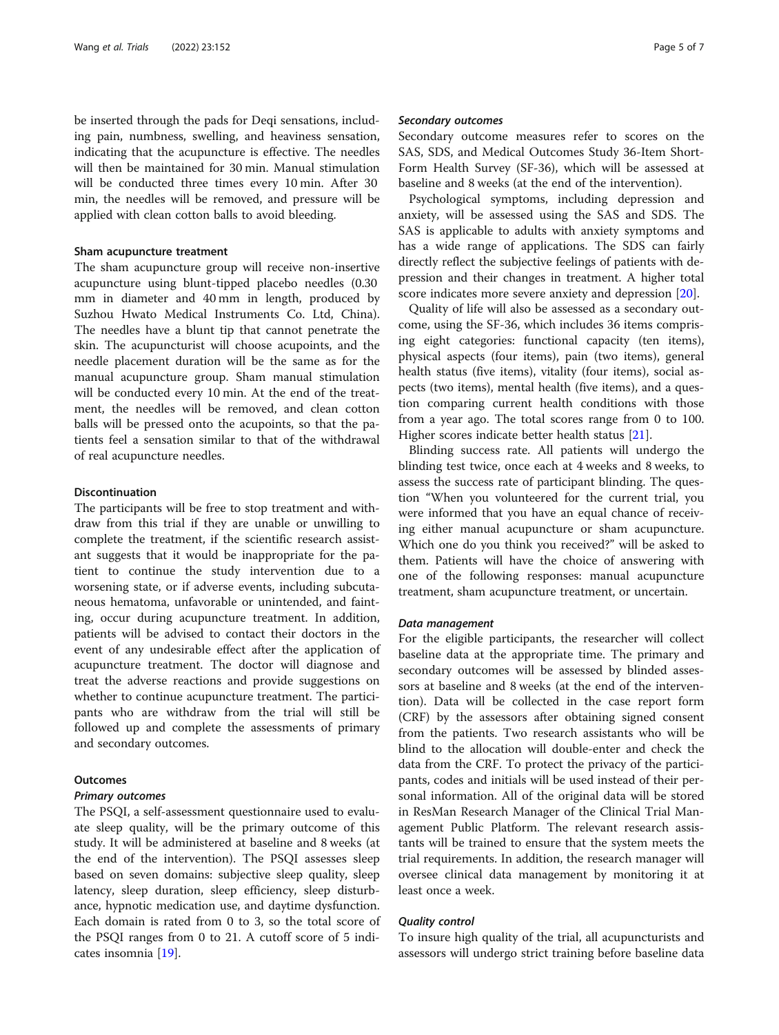be inserted through the pads for Deqi sensations, including pain, numbness, swelling, and heaviness sensation, indicating that the acupuncture is effective. The needles will then be maintained for 30 min. Manual stimulation will be conducted three times every 10 min. After 30 min, the needles will be removed, and pressure will be applied with clean cotton balls to avoid bleeding.

### Sham acupuncture treatment

The sham acupuncture group will receive non-insertive acupuncture using blunt-tipped placebo needles (0.30 mm in diameter and 40 mm in length, produced by Suzhou Hwato Medical Instruments Co. Ltd, China). The needles have a blunt tip that cannot penetrate the skin. The acupuncturist will choose acupoints, and the needle placement duration will be the same as for the manual acupuncture group. Sham manual stimulation will be conducted every 10 min. At the end of the treatment, the needles will be removed, and clean cotton balls will be pressed onto the acupoints, so that the patients feel a sensation similar to that of the withdrawal of real acupuncture needles.

### Discontinuation

The participants will be free to stop treatment and withdraw from this trial if they are unable or unwilling to complete the treatment, if the scientific research assistant suggests that it would be inappropriate for the patient to continue the study intervention due to a worsening state, or if adverse events, including subcutaneous hematoma, unfavorable or unintended, and fainting, occur during acupuncture treatment. In addition, patients will be advised to contact their doctors in the event of any undesirable effect after the application of acupuncture treatment. The doctor will diagnose and treat the adverse reactions and provide suggestions on whether to continue acupuncture treatment. The participants who are withdraw from the trial will still be followed up and complete the assessments of primary and secondary outcomes.

### Outcomes

#### *Primary outcomes*

The PSQI, a self-assessment questionnaire used to evaluate sleep quality, will be the primary outcome of this study. It will be administered at baseline and 8 weeks (at the end of the intervention). The PSQI assesses sleep based on seven domains: subjective sleep quality, sleep latency, sleep duration, sleep efficiency, sleep disturbance, hypnotic medication use, and daytime dysfunction. Each domain is rated from 0 to 3, so the total score of the PSQI ranges from 0 to 21. A cutoff score of 5 indicates insomnia [19].

#### *Secondary outcomes*

Secondary outcome measures refer to scores on the SAS, SDS, and Medical Outcomes Study 36-Item Short-Form Health Survey (SF-36), which will be assessed at baseline and 8 weeks (at the end of the intervention).

Psychological symptoms, including depression and anxiety, will be assessed using the SAS and SDS. The SAS is applicable to adults with anxiety symptoms and has a wide range of applications. The SDS can fairly directly reflect the subjective feelings of patients with depression and their changes in treatment. A higher total score indicates more severe anxiety and depression [20].

Quality of life will also be assessed as a secondary outcome, using the SF-36, which includes 36 items comprising eight categories: functional capacity (ten items), physical aspects (four items), pain (two items), general health status (five items), vitality (four items), social aspects (two items), mental health (five items), and a question comparing current health conditions with those from a year ago. The total scores range from 0 to 100. Higher scores indicate better health status [21].

Blinding success rate. All patients will undergo the blinding test twice, once each at 4 weeks and 8 weeks, to assess the success rate of participant blinding. The question "When you volunteered for the current trial, you were informed that you have an equal chance of receiving either manual acupuncture or sham acupuncture. Which one do you think you received?" will be asked to them. Patients will have the choice of answering with one of the following responses: manual acupuncture treatment, sham acupuncture treatment, or uncertain.

#### *Data management*

For the eligible participants, the researcher will collect baseline data at the appropriate time. The primary and secondary outcomes will be assessed by blinded assessors at baseline and 8 weeks (at the end of the intervention). Data will be collected in the case report form (CRF) by the assessors after obtaining signed consent from the patients. Two research assistants who will be blind to the allocation will double-enter and check the data from the CRF. To protect the privacy of the participants, codes and initials will be used instead of their personal information. All of the original data will be stored in ResMan Research Manager of the Clinical Trial Management Public Platform. The relevant research assistants will be trained to ensure that the system meets the trial requirements. In addition, the research manager will oversee clinical data management by monitoring it at least once a week.

#### *Quality control*

To insure high quality of the trial, all acupuncturists and assessors will undergo strict training before baseline data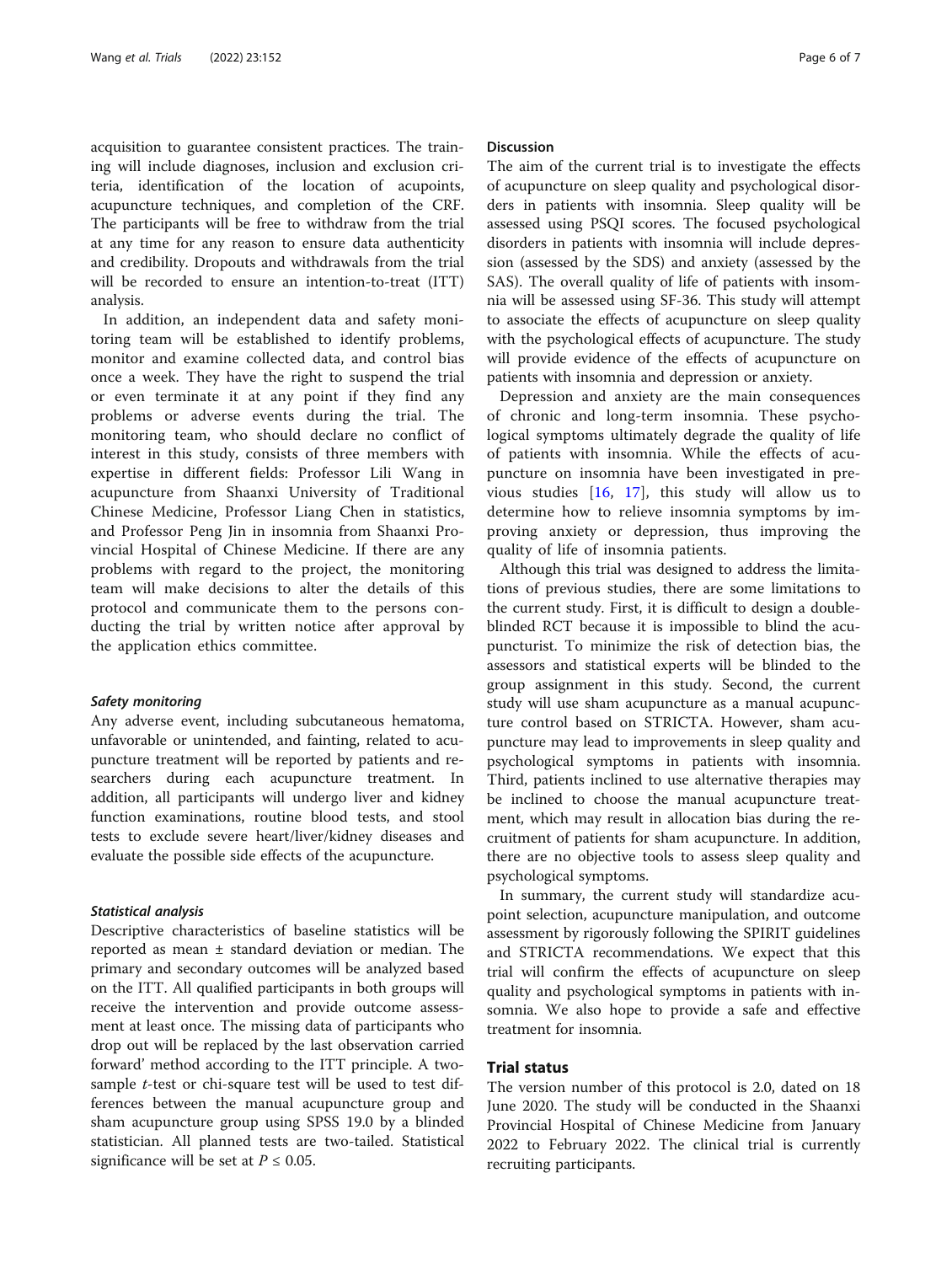acquisition to guarantee consistent practices. The training will include diagnoses, inclusion and exclusion criteria, identification of the location of acupoints, acupuncture techniques, and completion of the CRF. The participants will be free to withdraw from the trial at any time for any reason to ensure data authenticity and credibility. Dropouts and withdrawals from the trial will be recorded to ensure an intention-to-treat (ITT) analysis.

In addition, an independent data and safety monitoring team will be established to identify problems, monitor and examine collected data, and control bias once a week. They have the right to suspend the trial or even terminate it at any point if they find any problems or adverse events during the trial. The monitoring team, who should declare no conflict of interest in this study, consists of three members with expertise in different fields: Professor Lili Wang in acupuncture from Shaanxi University of Traditional Chinese Medicine, Professor Liang Chen in statistics, and Professor Peng Jin in insomnia from Shaanxi Provincial Hospital of Chinese Medicine. If there are any problems with regard to the project, the monitoring team will make decisions to alter the details of this protocol and communicate them to the persons conducting the trial by written notice after approval by the application ethics committee.

#### *Safety monitoring*

Any adverse event, including subcutaneous hematoma, unfavorable or unintended, and fainting, related to acupuncture treatment will be reported by patients and researchers during each acupuncture treatment. In addition, all participants will undergo liver and kidney function examinations, routine blood tests, and stool tests to exclude severe heart/liver/kidney diseases and evaluate the possible side effects of the acupuncture.

#### *Statistical analysis*

Descriptive characteristics of baseline statistics will be reported as mean ± standard deviation or median. The primary and secondary outcomes will be analyzed based on the ITT. All qualified participants in both groups will receive the intervention and provide outcome assessment at least once. The missing data of participants who drop out will be replaced by the last observation carried forward' method according to the ITT principle. A two-sample *t*-test or chi-square test will be used to test differences between the manual acupuncture group and sham acupuncture group using SPSS 19.0 by a blinded statistician. All planned tests are two-tailed. Statistical significance will be set at $P \leq 0.05$.

### Discussion

The aim of the current trial is to investigate the effects of acupuncture on sleep quality and psychological disorders in patients with insomnia. Sleep quality will be assessed using PSQI scores. The focused psychological disorders in patients with insomnia will include depression (assessed by the SDS) and anxiety (assessed by the SAS). The overall quality of life of patients with insomnia will be assessed using SF-36. This study will attempt to associate the effects of acupuncture on sleep quality with the psychological effects of acupuncture. The study will provide evidence of the effects of acupuncture on patients with insomnia and depression or anxiety.

Depression and anxiety are the main consequences of chronic and long-term insomnia. These psychological symptoms ultimately degrade the quality of life of patients with insomnia. While the effects of acupuncture on insomnia have been investigated in previous studies [16, 17], this study will allow us to determine how to relieve insomnia symptoms by improving anxiety or depression, thus improving the quality of life of insomnia patients.

Although this trial was designed to address the limitations of previous studies, there are some limitations to the current study. First, it is difficult to design a double-blinded RCT because it is impossible to blind the acupuncturist. To minimize the risk of detection bias, the assessors and statistical experts will be blinded to the group assignment in this study. Second, the current study will use sham acupuncture as a manual acupuncture control based on STRICTA. However, sham acupuncture may lead to improvements in sleep quality and psychological symptoms in patients with insomnia. Third, patients inclined to use alternative therapies may be inclined to choose the manual acupuncture treatment, which may result in allocation bias during the recruitment of patients for sham acupuncture. In addition, there are no objective tools to assess sleep quality and psychological symptoms.

In summary, the current study will standardize acupoint selection, acupuncture manipulation, and outcome assessment by rigorously following the SPIRIT guidelines and STRICTA recommendations. We expect that this trial will confirm the effects of acupuncture on sleep quality and psychological symptoms in patients with insomnia. We also hope to provide a safe and effective treatment for insomnia.

## Trial status

The version number of this protocol is 2.0, dated on 18 June 2020. The study will be conducted in the Shaanxi Provincial Hospital of Chinese Medicine from January 2022 to February 2022. The clinical trial is currently recruiting participants.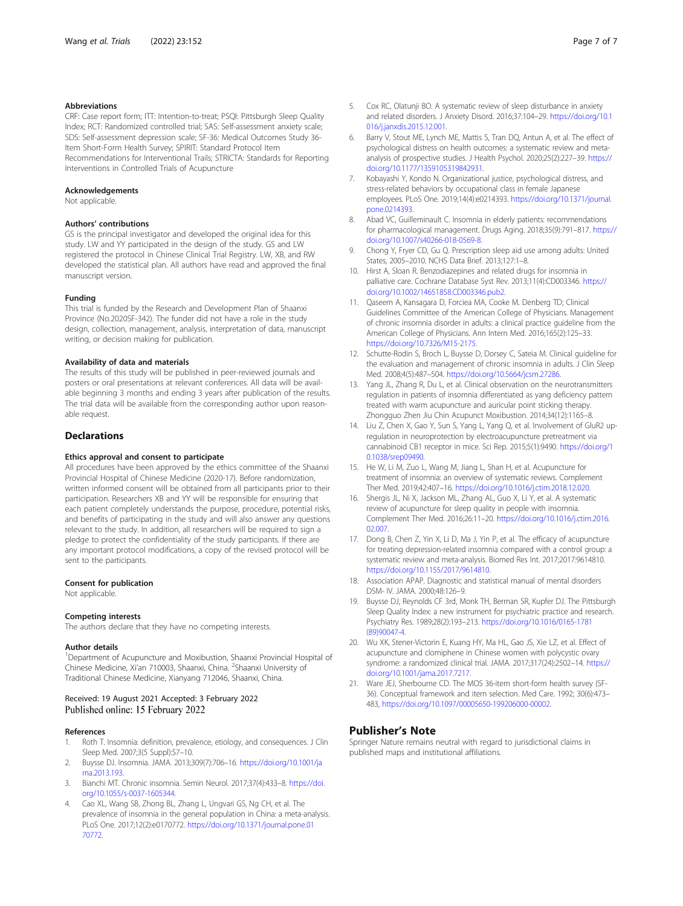### Abbreviations

CRF: Case report form; ITT: Intention-to-treat; PSQI: Pittsburgh Sleep Quality Index; RCT: Randomized controlled trial; SAS: Self-assessment anxiety scale; SDS: Self-assessment depression scale; SF-36: Medical Outcomes Study 36-Item Short-Form Health Survey; SPIRIT: Standard Protocol Item Recommendations for Interventional Trails; STRICTA: Standards for Reporting Interventions in Controlled Trials of Acupuncture

### Acknowledgements

Not applicable.

### Authors' contributions

GS is the principal investigator and developed the original idea for this study. LW and YY participated in the design of the study. GS and LW registered the protocol in Chinese Clinical Trial Registry. LW, XB, and RW developed the statistical plan. All authors have read and approved the final manuscript version.

### Funding

This trial is funded by the Research and Development Plan of Shaanxi Province (No.2020SF-342). The funder did not have a role in the study design, collection, management, analysis, interpretation of data, manuscript writing, or decision making for publication.

### Availability of data and materials

The results of this study will be published in peer-reviewed journals and posters or oral presentations at relevant conferences. All data will be available beginning 3 months and ending 3 years after publication of the results. The trial data will be available from the corresponding author upon reasonable request.

## Declarations

### Ethics approval and consent to participate

All procedures have been approved by the ethics committee of the Shaanxi Provincial Hospital of Chinese Medicine (2020-17). Before randomization, written informed consent will be obtained from all participants prior to their participation. Researchers XB and YY will be responsible for ensuring that each patient completely understands the purpose, procedure, potential risks, and benefits of participating in the study and will also answer any questions relevant to the study. In addition, all researchers will be required to sign a pledge to protect the confidentiality of the study participants. If there are any important protocol modifications, a copy of the revised protocol will be sent to the participants.

### Consent for publication

Not applicable.

### Competing interests

The authors declare that they have no competing interests.

### Author details

[1]Department of Acupuncture and Moxibustion, Shaanxi Provincial Hospital of Chinese Medicine, Xi'an 710003, Shaanxi, China. [2]Shaanxi University of Traditional Chinese Medicine, Xianyang 712046, Shaanxi, China.

Received: 19 August 2021 Accepted: 3 February 2022
Published online: 15 February 2022

### References

1. Roth T. Insomnia: definition, prevalence, etiology, and consequences. J Clin Sleep Med. 2007;3(5 Suppl):S7–10.
2. Buysse DJ. Insomnia. JAMA. 2013;309(7):706–16. https://doi.org/10.1001/jama.2013.193.
3. Bianchi MT. Chronic insomnia. Semin Neurol. 2017;37(4):433–8. https://doi.org/10.1055/s-0037-1605344.
4. Cao XL, Wang SB, Zhong BL, Zhang L, Ungvari GS, Ng CH, et al. The prevalence of insomnia in the general population in China: a meta-analysis. PLoS One. 2017;12(2):e0170772. https://doi.org/10.1371/journal.pone.0170772.
5. Cox RC, Olatunji BO. A systematic review of sleep disturbance in anxiety and related disorders. J Anxiety Disord. 2016;37:104–29. https://doi.org/10.1016/j.janxdis.2015.12.001.
6. Barry V, Stout ME, Lynch ME, Mattis S, Tran DQ, Antun A, et al. The effect of psychological distress on health outcomes: a systematic review and meta-analysis of prospective studies. J Health Psychol. 2020;25(2):227–39. https://doi.org/10.1177/1359105319842931.
7. Kobayashi Y, Kondo N. Organizational justice, psychological distress, and stress-related behaviors by occupational class in female Japanese employees. PLoS One. 2019;14(4):e0214393. https://doi.org/10.1371/journal.pone.0214393.
8. Abad VC, Guilleminault C. Insomnia in elderly patients: recommendations for pharmacological management. Drugs Aging. 2018;35(9):791–817. https://doi.org/10.1007/s40266-018-0569-8.
9. Chong Y, Fryer CD, Gu Q. Prescription sleep aid use among adults: United States, 2005–2010. NCHS Data Brief. 2013;127:1–8.
10. Hirst A, Sloan R. Benzodiazepines and related drugs for insomnia in palliative care. Cochrane Database Syst Rev. 2013;11(4):CD003346. https://doi.org/10.1002/14651858.CD003346.pub2.
11. Qaseem A, Kansagara D, Forciea MA, Cooke M. Denberg TD; Clinical Guidelines Committee of the American College of Physicians. Management of chronic insomnia disorder in adults: a clinical practice guideline from the American College of Physicians. Ann Intern Med. 2016;165(2):125–33. https://doi.org/10.7326/M15-2175.
12. Schutte-Rodin S, Broch L, Buysse D, Dorsey C, Sateia M. Clinical guideline for the evaluation and management of chronic insomnia in adults. J Clin Sleep Med. 2008;4(5):487–504. https://doi.org/10.5664/jcsm.27286.
13. Yang JL, Zhang R, Du L, et al. Clinical observation on the neurotransmitters regulation in patients of insomnia differentiated as yang deficiency pattern treated with warm acupuncture and auricular point sticking therapy. Zhongguo Zhen Jiu Chin Acupunct Moxibustion. 2014;34(12):1165–8.
14. Liu Z, Chen X, Gao Y, Sun S, Yang L, Yang Q, et al. Involvement of GluR2 up-regulation in neuroprotection by electroacupuncture pretreatment via cannabinoid CB1 receptor in mice. Sci Rep. 2015;5(1):9490. https://doi.org/10.1038/srep09490.
15. He W, Li M, Zuo L, Wang M, Jiang L, Shan H, et al. Acupuncture for treatment of insomnia: an overview of systematic reviews. Complement Ther Med. 2019;42:407–16. https://doi.org/10.1016/j.ctim.2018.12.020.
16. Shergis JL, Ni X, Jackson ML, Zhang AL, Guo X, Li Y, et al. A systematic review of acupuncture for sleep quality in people with insomnia. Complement Ther Med. 2016;26:11–20. https://doi.org/10.1016/j.ctim.2016.02.007.
17. Dong B, Chen Z, Yin X, Li D, Ma J, Yin P, et al. The efficacy of acupuncture for treating depression-related insomnia compared with a control group: a systematic review and meta-analysis. Biomed Res Int. 2017;2017:9614810. https://doi.org/10.1155/2017/9614810.
18. Association APAP. Diagnostic and statistical manual of mental disorders DSM- IV. JAMA. 2000;48:126–9.
19. Buysse DJ, Reynolds CF 3rd, Monk TH, Berman SR, Kupfer DJ. The Pittsburgh Sleep Quality Index: a new instrument for psychiatric practice and research. Psychiatry Res. 1989;28(2):193–213. https://doi.org/10.1016/0165-1781(89)90047-4.
20. Wu XK, Stener-Victorin E, Kuang HY, Ma HL, Gao JS, Xie LZ, et al. Effect of acupuncture and clomiphene in Chinese women with polycystic ovary syndrome: a randomized clinical trial. JAMA. 2017;317(24):2502–14. https://doi.org/10.1001/jama.2017.7217.
21. Ware JEJ, Sherbourne CD. The MOS 36-item short-form health survey (SF-36). Conceptual framework and item selection. Med Care. 1992; 30(6):473–483, https://doi.org/10.1097/00005650-199206000-00002.

## Publisher's Note

Springer Nature remains neutral with regard to jurisdictional claims in published maps and institutional affiliations.